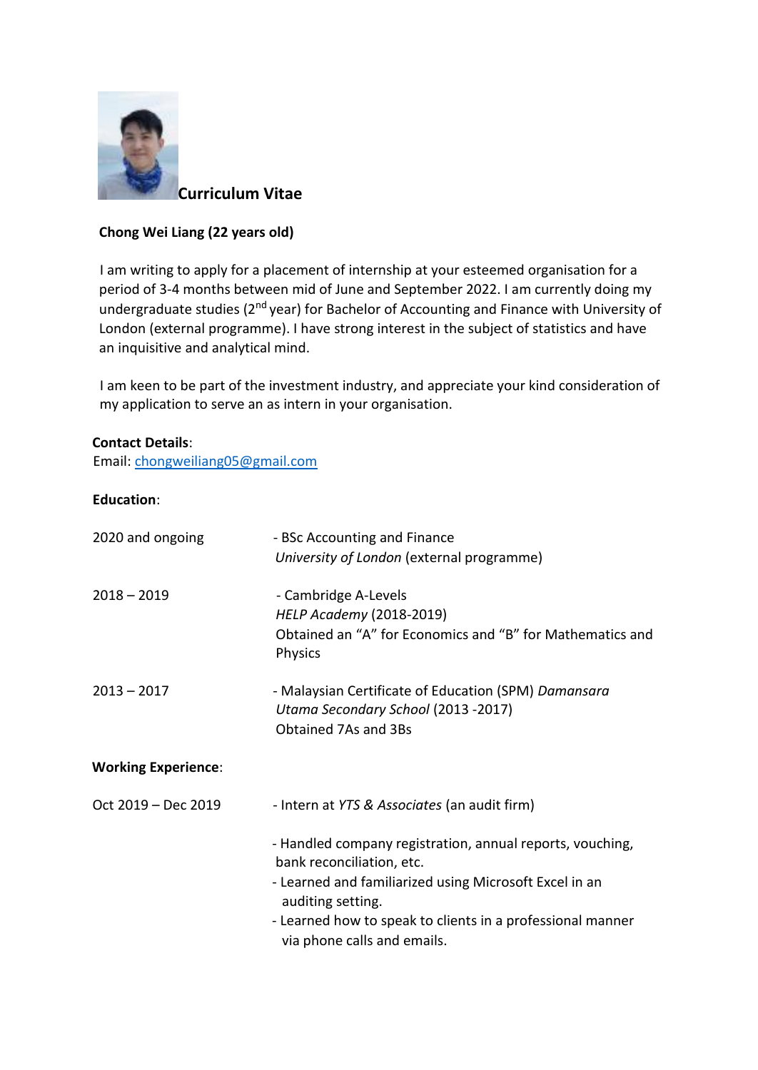# Curriculum Vitae

**Chong Wei Liang (22 years old)**

I am writing to apply for a placement of internship at your esteemed organisation for a period of 3-4 months between mid of June and September 2022. I am currently doing my undergraduate studies (2nd year) for Bachelor of Accounting and Finance with University of London (external programme). I have strong interest in the subject of statistics and have an inquisitive and analytical mind.

I am keen to be part of the investment industry, and appreciate your kind consideration of my application to serve an as intern in your organisation.

**Contact Details**:
Email: chongweiliang05@gmail.com

**Education**:

| | |
|---|---|
| 2020 and ongoing | - BSc Accounting and Finance<br>*University of London* (external programme) |
| 2018 – 2019 | - Cambridge A-Levels<br>*HELP Academy* (2018-2019)<br>Obtained an "A" for Economics and "B" for Mathematics and Physics |
| 2013 – 2017 | - Malaysian Certificate of Education (SPM) *Damansara Utama Secondary School* (2013 -2017)<br>Obtained 7As and 3Bs |

**Working Experience**:

| | |
|---|---|
| Oct 2019 – Dec 2019 | - Intern at *YTS & Associates* (an audit firm)<br><br>- Handled company registration, annual reports, vouching, bank reconciliation, etc.<br>- Learned and familiarized using Microsoft Excel in an auditing setting.<br>- Learned how to speak to clients in a professional manner via phone calls and emails. |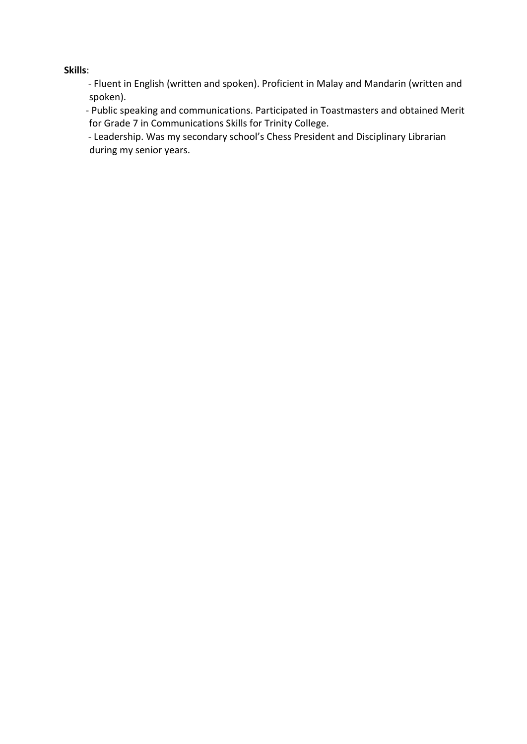**Skills**:

- Fluent in English (written and spoken). Proficient in Malay and Mandarin (written and spoken).
- Public speaking and communications. Participated in Toastmasters and obtained Merit for Grade 7 in Communications Skills for Trinity College.
- Leadership. Was my secondary school's Chess President and Disciplinary Librarian during my senior years.